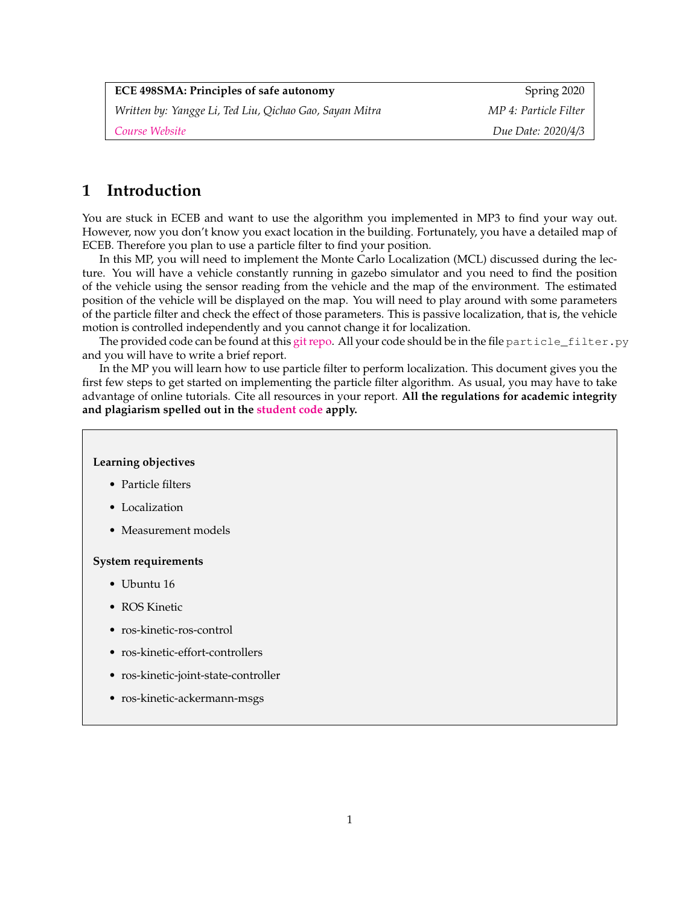| **ECE 498SMA: Principles of safe autonomy** | Spring 2020 |
| --- | --- |
| *Written by: Yangge Li, Ted Liu, Qichao Gao, Sayan Mitra* | *MP 4: Particle Filter* |
| *Course Website* | *Due Date: 2020/4/3* |

# 1 Introduction

You are stuck in ECEB and want to use the algorithm you implemented in MP3 to find your way out. However, now you don't know you exact location in the building. Fortunately, you have a detailed map of ECEB. Therefore you plan to use a particle filter to find your position.

In this MP, you will need to implement the Monte Carlo Localization (MCL) discussed during the lecture. You will have a vehicle constantly running in gazebo simulator and you need to find the position of the vehicle using the sensor reading from the vehicle and the map of the environment. The estimated position of the vehicle will be displayed on the map. You will need to play around with some parameters of the particle filter and check the effect of those parameters. This is passive localization, that is, the vehicle motion is controlled independently and you cannot change it for localization.

The provided code can be found at this git repo. All your code should be in the file `particle_filter.py` and you will have to write a brief report.

In the MP you will learn how to use particle filter to perform localization. This document gives you the first few steps to get started on implementing the particle filter algorithm. As usual, you may have to take advantage of online tutorials. Cite all resources in your report. **All the regulations for academic integrity and plagiarism spelled out in the student code apply.**

**Learning objectives**

- Particle filters
- Localization
- Measurement models

**System requirements**

- Ubuntu 16
- ROS Kinetic
- ros-kinetic-ros-control
- ros-kinetic-effort-controllers
- ros-kinetic-joint-state-controller
- ros-kinetic-ackermann-msgs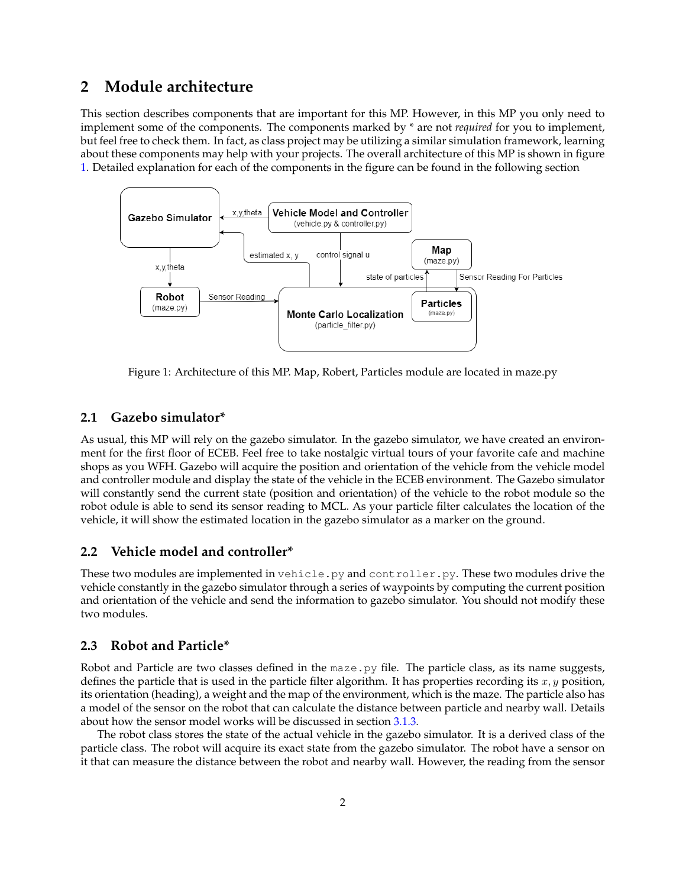## 2 Module architecture

This section describes components that are important for this MP. However, in this MP you only need to implement some of the components. The components marked by * are not *required* for you to implement, but feel free to check them. In fact, as class project may be utilizing a similar simulation framework, learning about these components may help with your projects. The overall architecture of this MP is shown in figure 1. Detailed explanation for each of the components in the figure can be found in the following section

Figure 1: Architecture of this MP. Map, Robert, Particles module are located in maze.py

### 2.1 Gazebo simulator*

As usual, this MP will rely on the gazebo simulator. In the gazebo simulator, we have created an environment for the first floor of ECEB. Feel free to take nostalgic virtual tours of your favorite cafe and machine shops as you WFH. Gazebo will acquire the position and orientation of the vehicle from the vehicle model and controller module and display the state of the vehicle in the ECEB environment. The Gazebo simulator will constantly send the current state (position and orientation) of the vehicle to the robot module so the robot odule is able to send its sensor reading to MCL. As your particle filter calculates the location of the vehicle, it will show the estimated location in the gazebo simulator as a marker on the ground.

### 2.2 Vehicle model and controller*

These two modules are implemented in `vehicle.py` and `controller.py`. These two modules drive the vehicle constantly in the gazebo simulator through a series of waypoints by computing the current position and orientation of the vehicle and send the information to gazebo simulator. You should not modify these two modules.

### 2.3 Robot and Particle*

Robot and Particle are two classes defined in the `maze.py` file. The particle class, as its name suggests, defines the particle that is used in the particle filter algorithm. It has properties recording its $x, y$ position, its orientation (heading), a weight and the map of the environment, which is the maze. The particle also has a model of the sensor on the robot that can calculate the distance between particle and nearby wall. Details about how the sensor model works will be discussed in section 3.1.3.

The robot class stores the state of the actual vehicle in the gazebo simulator. It is a derived class of the particle class. The robot will acquire its exact state from the gazebo simulator. The robot have a sensor on it that can measure the distance between the robot and nearby wall. However, the reading from the sensor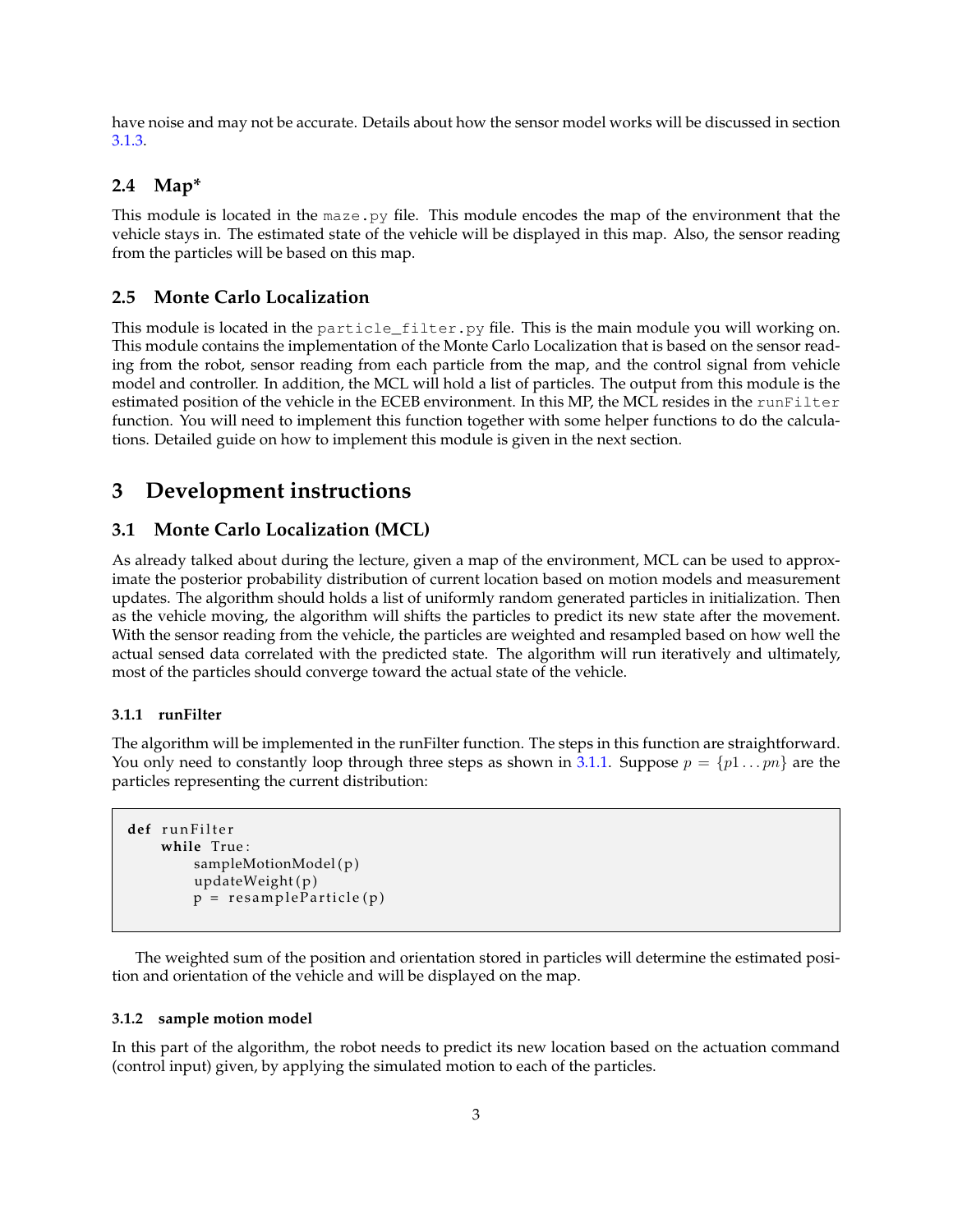have noise and may not be accurate. Details about how the sensor model works will be discussed in section 3.1.3.

### 2.4 Map*

This module is located in the `maze.py` file. This module encodes the map of the environment that the vehicle stays in. The estimated state of the vehicle will be displayed in this map. Also, the sensor reading from the particles will be based on this map.

### 2.5 Monte Carlo Localization

This module is located in the `particle_filter.py` file. This is the main module you will working on. This module contains the implementation of the Monte Carlo Localization that is based on the sensor reading from the robot, sensor reading from each particle from the map, and the control signal from vehicle model and controller. In addition, the MCL will hold a list of particles. The output from this module is the estimated position of the vehicle in the ECEB environment. In this MP, the MCL resides in the `runFilter` function. You will need to implement this function together with some helper functions to do the calculations. Detailed guide on how to implement this module is given in the next section.

## 3 Development instructions

### 3.1 Monte Carlo Localization (MCL)

As already talked about during the lecture, given a map of the environment, MCL can be used to approximate the posterior probability distribution of current location based on motion models and measurement updates. The algorithm should holds a list of uniformly random generated particles in initialization. Then as the vehicle moving, the algorithm will shifts the particles to predict its new state after the movement. With the sensor reading from the vehicle, the particles are weighted and resampled based on how well the actual sensed data correlated with the predicted state. The algorithm will run iteratively and ultimately, most of the particles should converge toward the actual state of the vehicle.

#### 3.1.1 runFilter

The algorithm will be implemented in the runFilter function. The steps in this function are straightforward. You only need to constantly loop through three steps as shown in 3.1.1. Suppose $p = \{p1 \dots pn\}$ are the particles representing the current distribution:

```
def runFilter
    while True:
        sampleMotionModel(p)
        updateWeight(p)
        p = resampleParticle(p)
```

The weighted sum of the position and orientation stored in particles will determine the estimated position and orientation of the vehicle and will be displayed on the map.

#### 3.1.2 sample motion model

In this part of the algorithm, the robot needs to predict its new location based on the actuation command (control input) given, by applying the simulated motion to each of the particles.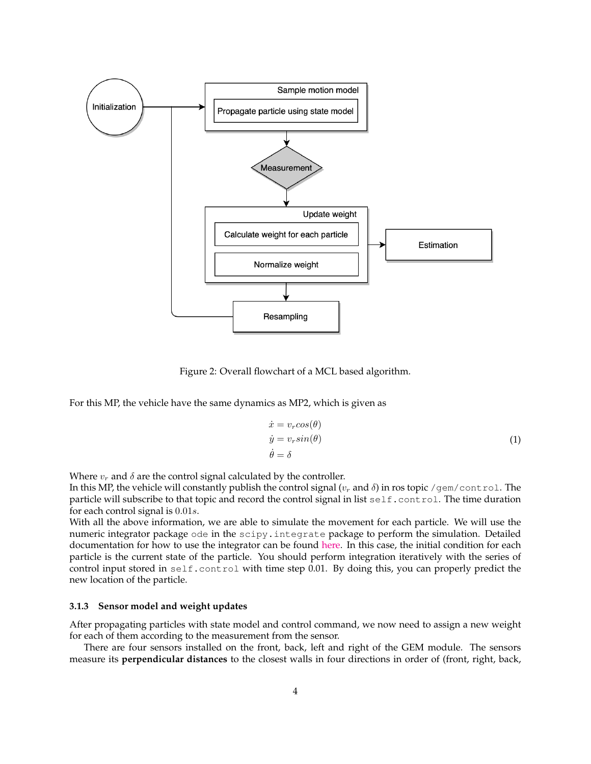Figure 2: Overall flowchart of a MCL based algorithm.

For this MP, the vehicle have the same dynamics as MP2, which is given as

$$
\begin{aligned}
\dot{x} &= v_r cos(\theta) \\
\dot{y} &= v_r sin(\theta) \\
\dot{\theta} &= \delta
\end{aligned}
\tag{1}
$$

Where $v_r$ and $\delta$ are the control signal calculated by the controller.
In this MP, the vehicle will constantly publish the control signal ($v_r$ and $\delta$) in ros topic `/gem/control`. The particle will subscribe to that topic and record the control signal in list `self.control`. The time duration for each control signal is $0.01s$.
With all the above information, we are able to simulate the movement for each particle. We will use the numeric integrator package `ode` in the `scipy.integrate` package to perform the simulation. Detailed documentation for how to use the integrator can be found here. In this case, the initial condition for each particle is the current state of the particle. You should perform integration iteratively with the series of control input stored in `self.control` with time step 0.01. By doing this, you can properly predict the new location of the particle.

#### 3.1.3 Sensor model and weight updates

After propagating particles with state model and control command, we now need to assign a new weight for each of them according to the measurement from the sensor.

There are four sensors installed on the front, back, left and right of the GEM module. The sensors measure its **perpendicular distances** to the closest walls in four directions in order of (front, right, back,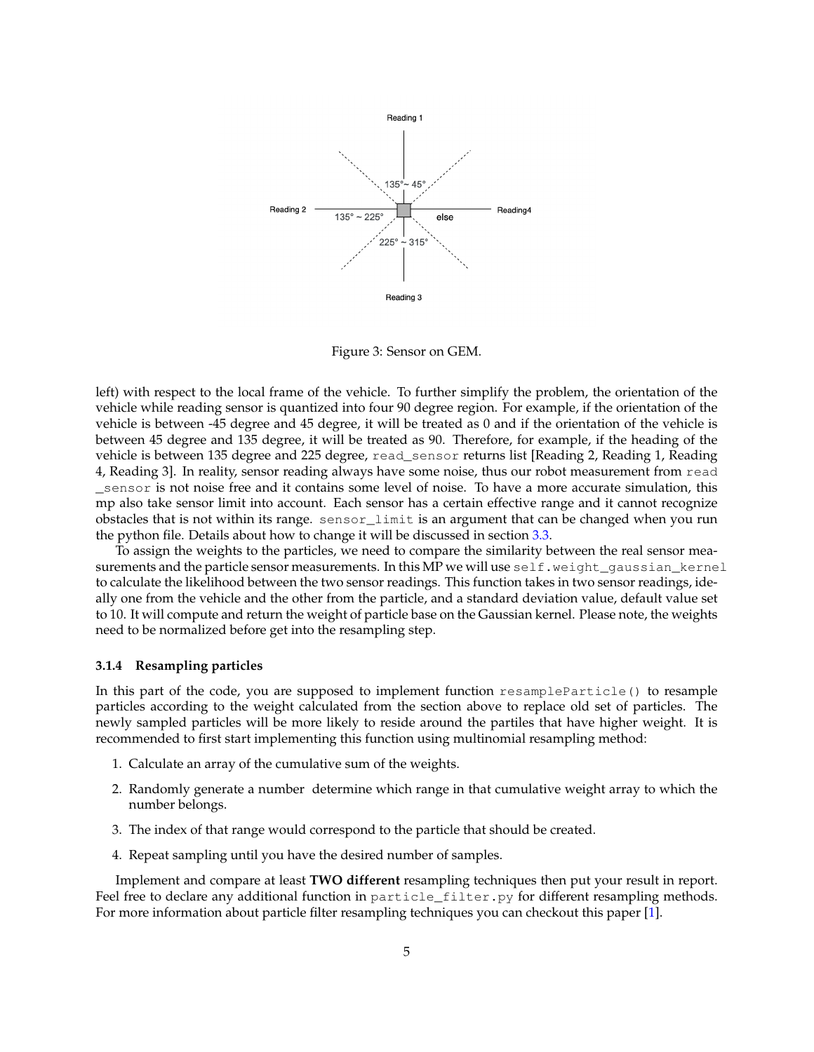Figure 3: Sensor on GEM.

left) with respect to the local frame of the vehicle. To further simplify the problem, the orientation of the vehicle while reading sensor is quantized into four 90 degree region. For example, if the orientation of the vehicle is between -45 degree and 45 degree, it will be treated as 0 and if the orientation of the vehicle is between 45 degree and 135 degree, it will be treated as 90. Therefore, for example, if the heading of the vehicle is between 135 degree and 225 degree, `read_sensor` returns list [Reading 2, Reading 1, Reading 4, Reading 3]. In reality, sensor reading always have some noise, thus our robot measurement from `read _sensor` is not noise free and it contains some level of noise. To have a more accurate simulation, this mp also take sensor limit into account. Each sensor has a certain effective range and it cannot recognize obstacles that is not within its range. `sensor_limit` is an argument that can be changed when you run the python file. Details about how to change it will be discussed in section 3.3.

To assign the weights to the particles, we need to compare the similarity between the real sensor measurements and the particle sensor measurements. In this MP we will use `self.weight_gaussian_kernel` to calculate the likelihood between the two sensor readings. This function takes in two sensor readings, ideally one from the vehicle and the other from the particle, and a standard deviation value, default value set to 10. It will compute and return the weight of particle base on the Gaussian kernel. Please note, the weights need to be normalized before get into the resampling step.

### 3.1.4 Resampling particles

In this part of the code, you are supposed to implement function `resampleParticle()` to resample particles according to the weight calculated from the section above to replace old set of particles. The newly sampled particles will be more likely to reside around the partiles that have higher weight. It is recommended to first start implementing this function using multinomial resampling method:

1. Calculate an array of the cumulative sum of the weights.
2. Randomly generate a number determine which range in that cumulative weight array to which the number belongs.
3. The index of that range would correspond to the particle that should be created.
4. Repeat sampling until you have the desired number of samples.

Implement and compare at least **TWO different** resampling techniques then put your result in report. Feel free to declare any additional function in `particle_filter.py` for different resampling methods. For more information about particle filter resampling techniques you can checkout this paper [1].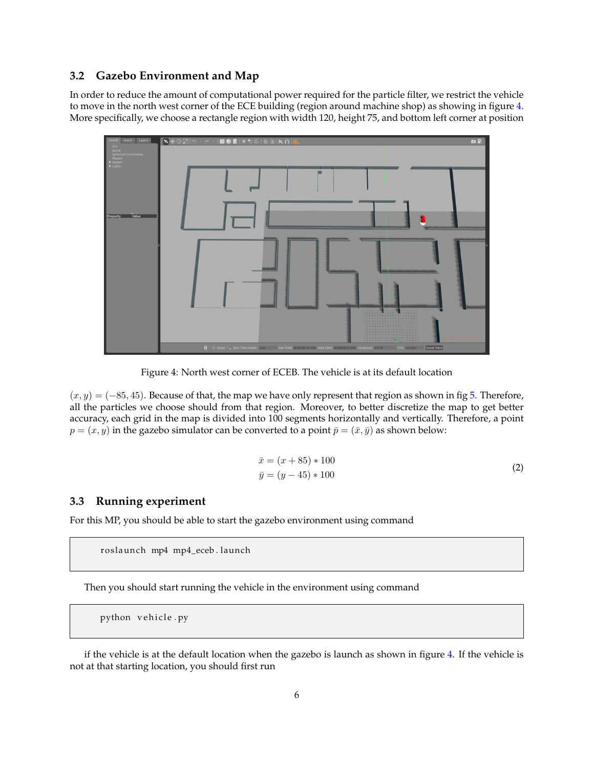### 3.2 Gazebo Environment and Map

In order to reduce the amount of computational power required for the particle filter, we restrict the vehicle to move in the north west corner of the ECE building (region around machine shop) as showing in figure 4. More specifically, we choose a rectangle region with width 120, height 75, and bottom left corner at position

Figure 4: North west corner of ECEB. The vehicle is at its default location

$(x, y) = (-85, 45)$. Because of that, the map we have only represent that region as shown in fig 5. Therefore, all the particles we choose should from that region. Moreover, to better discretize the map to get better accuracy, each grid in the map is divided into 100 segments horizontally and vertically. Therefore, a point $p = (x, y)$ in the gazebo simulator can be converted to a point $\bar{p} = (\bar{x}, \bar{y})$ as shown below:

$$
\begin{aligned}
\bar{x} &= (x + 85) * 100 \\
\bar{y} &= (y - 45) * 100
\end{aligned} \tag{2}
$$

### 3.3 Running experiment

For this MP, you should be able to start the gazebo environment using command

```
roslaunch mp4 mp4_eceb.launch
```

Then you should start running the vehicle in the environment using command

```
python vehicle.py
```

if the vehicle is at the default location when the gazebo is launch as shown in figure 4. If the vehicle is not at that starting location, you should first run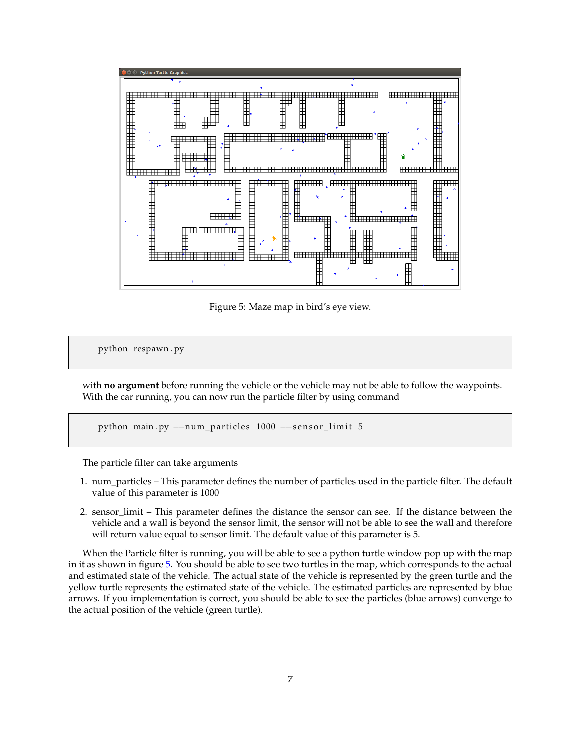Figure 5: Maze map in bird's eye view.

```
python respawn.py
```

with **no argument** before running the vehicle or the vehicle may not be able to follow the waypoints. With the car running, you can now run the particle filter by using command

```
python main.py --num_particles 1000 --sensor_limit 5
```

The particle filter can take arguments

1. num_particles – This parameter defines the number of particles used in the particle filter. The default value of this parameter is 1000
2. sensor_limit – This parameter defines the distance the sensor can see. If the distance between the vehicle and a wall is beyond the sensor limit, the sensor will not be able to see the wall and therefore will return value equal to sensor limit. The default value of this parameter is 5.

When the Particle filter is running, you will be able to see a python turtle window pop up with the map in it as shown in figure 5. You should be able to see two turtles in the map, which corresponds to the actual and estimated state of the vehicle. The actual state of the vehicle is represented by the green turtle and the yellow turtle represents the estimated state of the vehicle. The estimated particles are represented by blue arrows. If you implementation is correct, you should be able to see the particles (blue arrows) converge to the actual position of the vehicle (green turtle).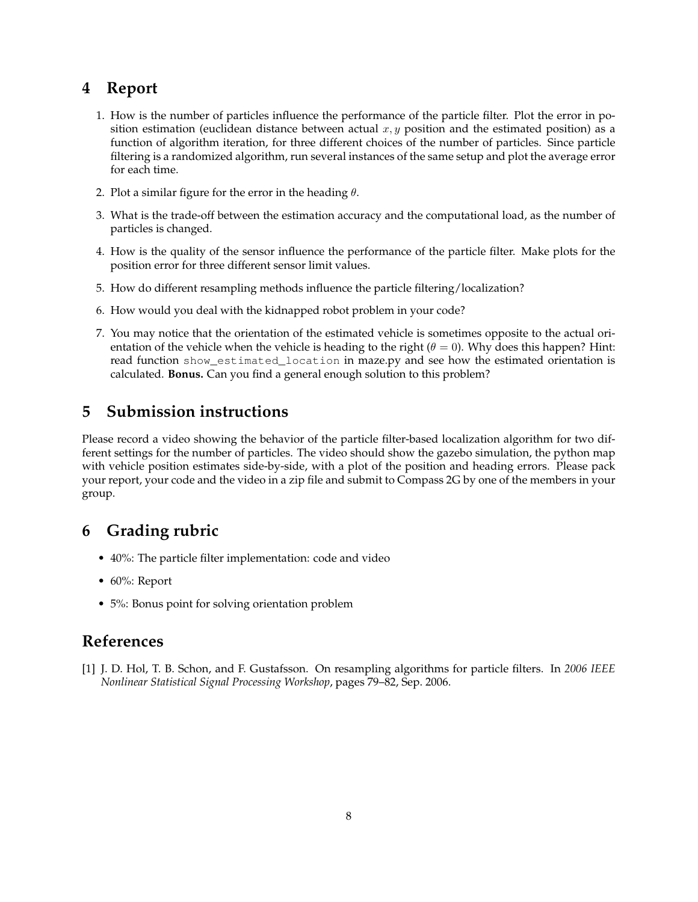## 4 Report

1. How is the number of particles influence the performance of the particle filter. Plot the error in position estimation (euclidean distance between actual $x, y$ position and the estimated position) as a function of algorithm iteration, for three different choices of the number of particles. Since particle filtering is a randomized algorithm, run several instances of the same setup and plot the average error for each time.
2. Plot a similar figure for the error in the heading $\theta$.
3. What is the trade-off between the estimation accuracy and the computational load, as the number of particles is changed.
4. How is the quality of the sensor influence the performance of the particle filter. Make plots for the position error for three different sensor limit values.
5. How do different resampling methods influence the particle filtering/localization?
6. How would you deal with the kidnapped robot problem in your code?
7. You may notice that the orientation of the estimated vehicle is sometimes opposite to the actual orientation of the vehicle when the vehicle is heading to the right ($\theta = 0$). Why does this happen? Hint: read function `show_estimated_location` in maze.py and see how the estimated orientation is calculated. **Bonus.** Can you find a general enough solution to this problem?

## 5 Submission instructions

Please record a video showing the behavior of the particle filter-based localization algorithm for two different settings for the number of particles. The video should show the gazebo simulation, the python map with vehicle position estimates side-by-side, with a plot of the position and heading errors. Please pack your report, your code and the video in a zip file and submit to Compass 2G by one of the members in your group.

## 6 Grading rubric

- 40%: The particle filter implementation: code and video
- 60%: Report
- 5%: Bonus point for solving orientation problem

## References

[1] J. D. Hol, T. B. Schon, and F. Gustafsson. On resampling algorithms for particle filters. In *2006 IEEE Nonlinear Statistical Signal Processing Workshop*, pages 79–82, Sep. 2006.